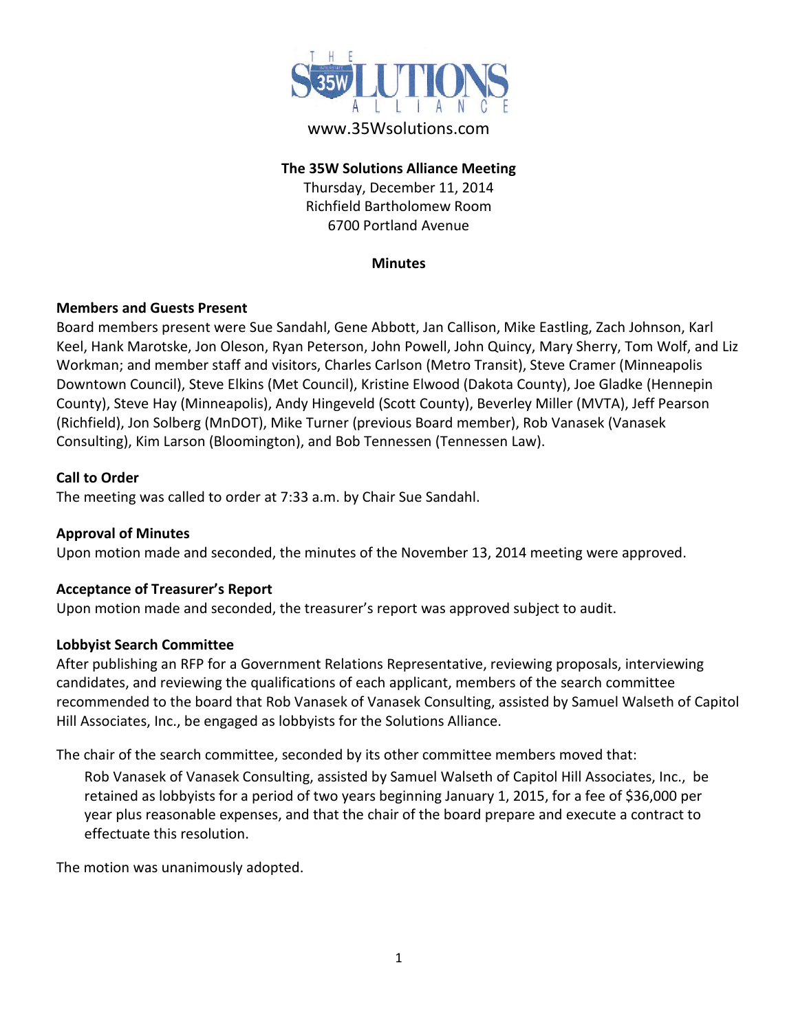www.35Wsolutions.com

**The 35W Solutions Alliance Meeting**

Thursday, December 11, 2014
Richfield Bartholomew Room
6700 Portland Avenue

**Minutes**

### Members and Guests Present

Board members present were Sue Sandahl, Gene Abbott, Jan Callison, Mike Eastling, Zach Johnson, Karl Keel, Hank Marotske, Jon Oleson, Ryan Peterson, John Powell, John Quincy, Mary Sherry, Tom Wolf, and Liz Workman; and member staff and visitors, Charles Carlson (Metro Transit), Steve Cramer (Minneapolis Downtown Council), Steve Elkins (Met Council), Kristine Elwood (Dakota County), Joe Gladke (Hennepin County), Steve Hay (Minneapolis), Andy Hingeveld (Scott County), Beverley Miller (MVTA), Jeff Pearson (Richfield), Jon Solberg (MnDOT), Mike Turner (previous Board member), Rob Vanasek (Vanasek Consulting), Kim Larson (Bloomington), and Bob Tennessen (Tennessen Law).

### Call to Order

The meeting was called to order at 7:33 a.m. by Chair Sue Sandahl.

### Approval of Minutes

Upon motion made and seconded, the minutes of the November 13, 2014 meeting were approved.

### Acceptance of Treasurer's Report

Upon motion made and seconded, the treasurer's report was approved subject to audit.

### Lobbyist Search Committee

After publishing an RFP for a Government Relations Representative, reviewing proposals, interviewing candidates, and reviewing the qualifications of each applicant, members of the search committee recommended to the board that Rob Vanasek of Vanasek Consulting, assisted by Samuel Walseth of Capitol Hill Associates, Inc., be engaged as lobbyists for the Solutions Alliance.

The chair of the search committee, seconded by its other committee members moved that:

> Rob Vanasek of Vanasek Consulting, assisted by Samuel Walseth of Capitol Hill Associates, Inc., be retained as lobbyists for a period of two years beginning January 1, 2015, for a fee of $36,000 per year plus reasonable expenses, and that the chair of the board prepare and execute a contract to effectuate this resolution.

The motion was unanimously adopted.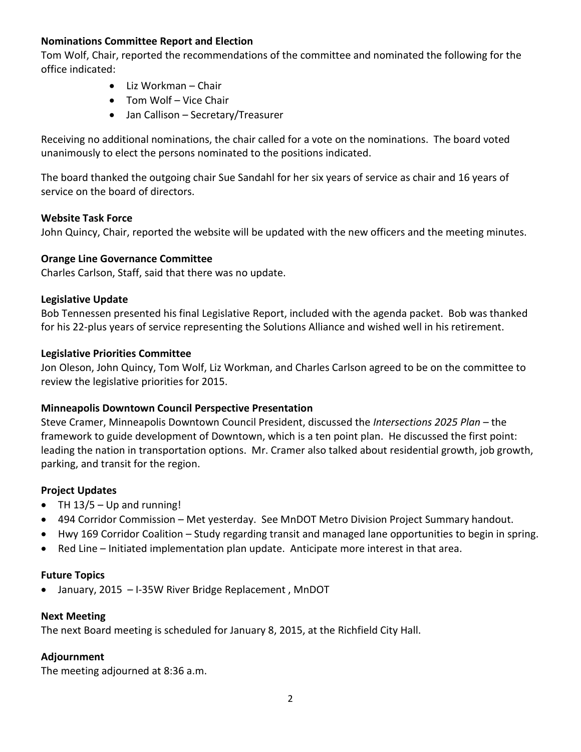**Nominations Committee Report and Election**

Tom Wolf, Chair, reported the recommendations of the committee and nominated the following for the office indicated:

- Liz Workman – Chair
- Tom Wolf – Vice Chair
- Jan Callison – Secretary/Treasurer

Receiving no additional nominations, the chair called for a vote on the nominations. The board voted unanimously to elect the persons nominated to the positions indicated.

The board thanked the outgoing chair Sue Sandahl for her six years of service as chair and 16 years of service on the board of directors.

**Website Task Force**

John Quincy, Chair, reported the website will be updated with the new officers and the meeting minutes.

**Orange Line Governance Committee**

Charles Carlson, Staff, said that there was no update.

**Legislative Update**

Bob Tennessen presented his final Legislative Report, included with the agenda packet. Bob was thanked for his 22-plus years of service representing the Solutions Alliance and wished well in his retirement.

**Legislative Priorities Committee**

Jon Oleson, John Quincy, Tom Wolf, Liz Workman, and Charles Carlson agreed to be on the committee to review the legislative priorities for 2015.

**Minneapolis Downtown Council Perspective Presentation**

Steve Cramer, Minneapolis Downtown Council President, discussed the *Intersections 2025 Plan* – the framework to guide development of Downtown, which is a ten point plan. He discussed the first point: leading the nation in transportation options. Mr. Cramer also talked about residential growth, job growth, parking, and transit for the region.

**Project Updates**

- TH 13/5 – Up and running!
- 494 Corridor Commission – Met yesterday. See MnDOT Metro Division Project Summary handout.
- Hwy 169 Corridor Coalition – Study regarding transit and managed lane opportunities to begin in spring.
- Red Line – Initiated implementation plan update. Anticipate more interest in that area.

**Future Topics**

- January, 2015 – I-35W River Bridge Replacement , MnDOT

**Next Meeting**

The next Board meeting is scheduled for January 8, 2015, at the Richfield City Hall.

**Adjournment**

The meeting adjourned at 8:36 a.m.